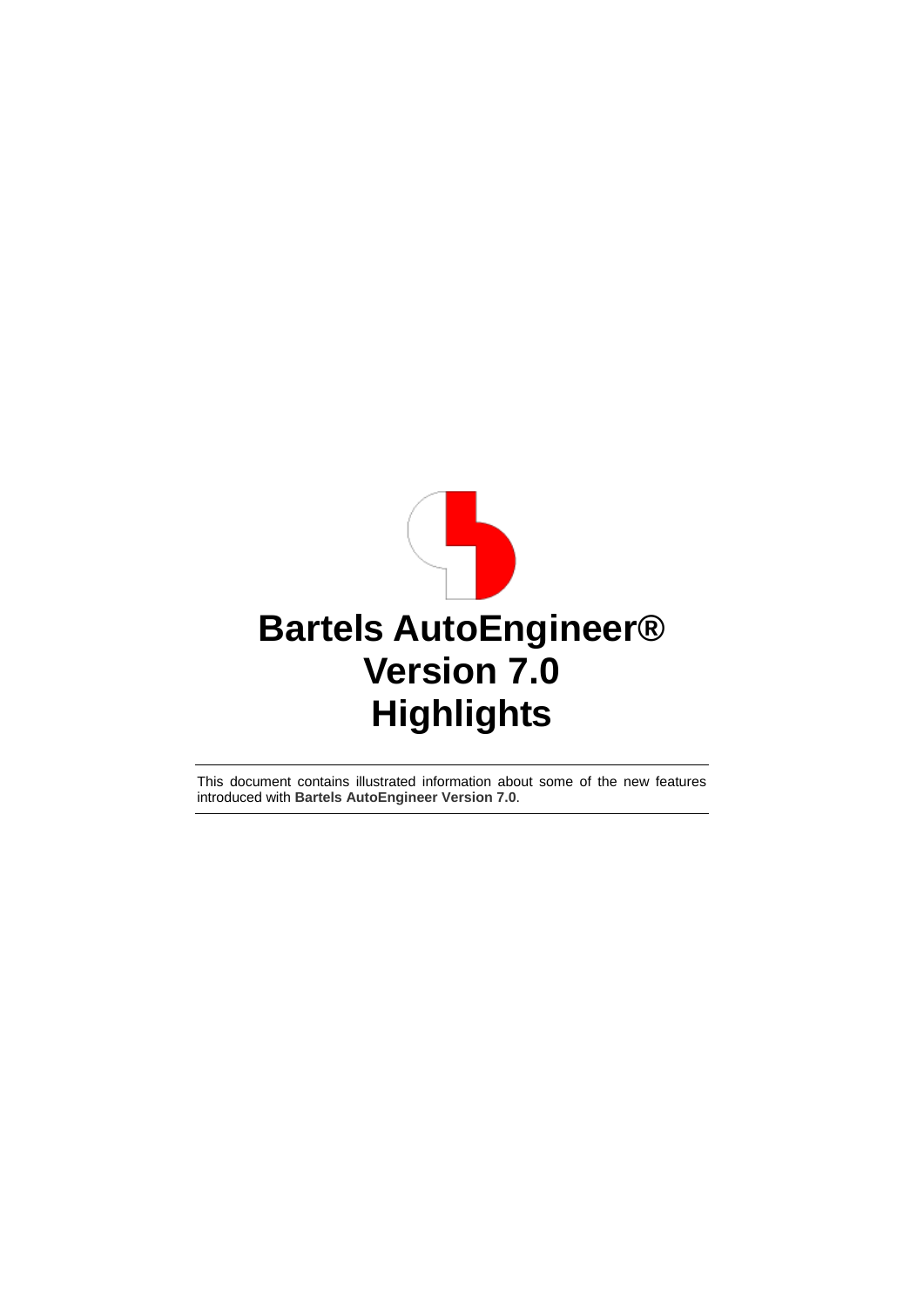# Bartels AutoEngineer® Version 7.0 Highlights

This document contains illustrated information about some of the new features introduced with **Bartels AutoEngineer Version 7.0**.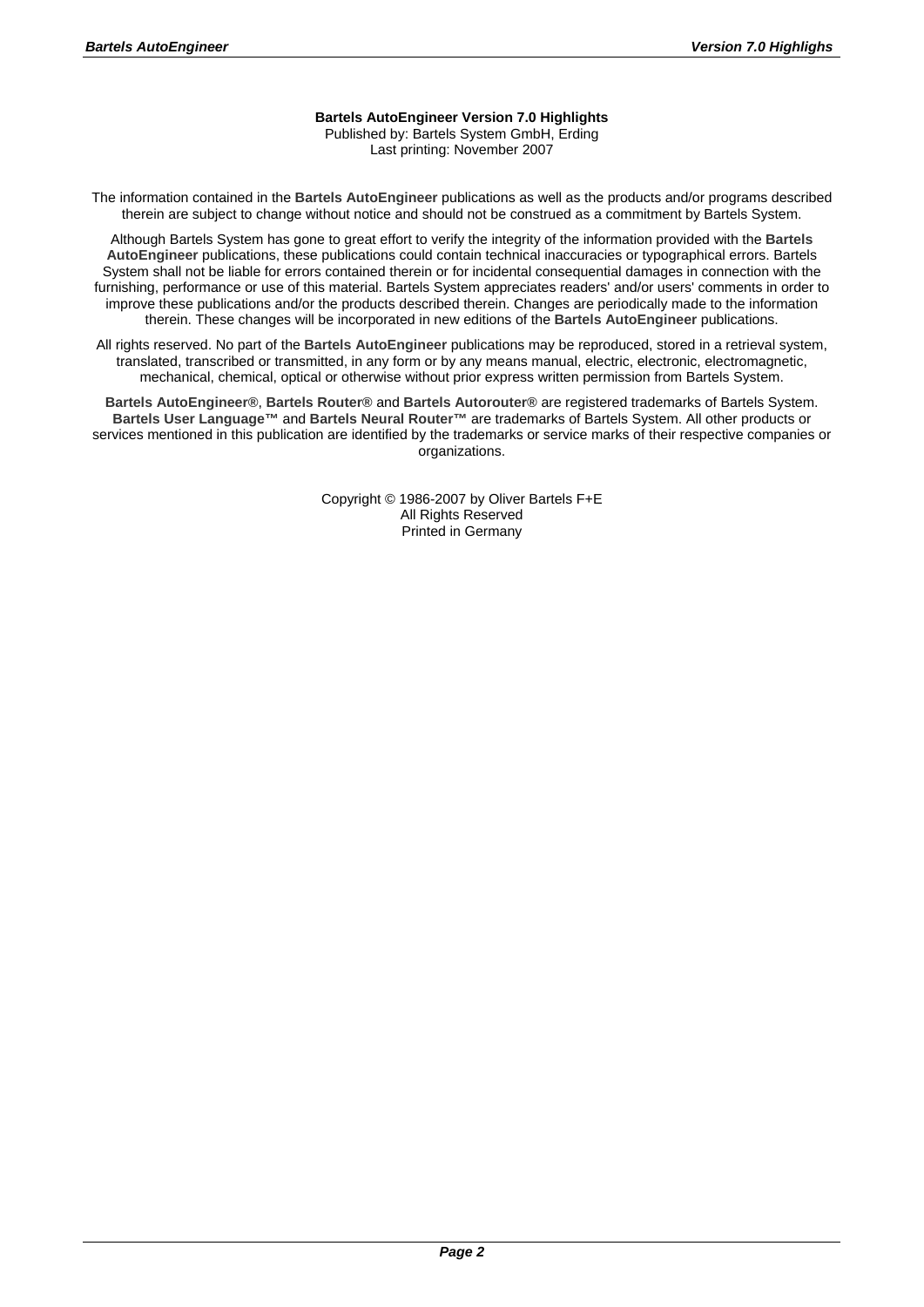**Bartels AutoEngineer Version 7.0 Highlights**
Published by: Bartels System GmbH, Erding
Last printing: November 2007

The information contained in the **Bartels AutoEngineer** publications as well as the products and/or programs described therein are subject to change without notice and should not be construed as a commitment by Bartels System.

Although Bartels System has gone to great effort to verify the integrity of the information provided with the **Bartels AutoEngineer** publications, these publications could contain technical inaccuracies or typographical errors. Bartels System shall not be liable for errors contained therein or for incidental consequential damages in connection with the furnishing, performance or use of this material. Bartels System appreciates readers' and/or users' comments in order to improve these publications and/or the products described therein. Changes are periodically made to the information therein. These changes will be incorporated in new editions of the **Bartels AutoEngineer** publications.

All rights reserved. No part of the **Bartels AutoEngineer** publications may be reproduced, stored in a retrieval system, translated, transcribed or transmitted, in any form or by any means manual, electric, electronic, electromagnetic, mechanical, chemical, optical or otherwise without prior express written permission from Bartels System.

**Bartels AutoEngineer®**, **Bartels Router®** and **Bartels Autorouter®** are registered trademarks of Bartels System. **Bartels User Language™** and **Bartels Neural Router™** are trademarks of Bartels System. All other products or services mentioned in this publication are identified by the trademarks or service marks of their respective companies or organizations.

Copyright © 1986-2007 by Oliver Bartels F+E
All Rights Reserved
Printed in Germany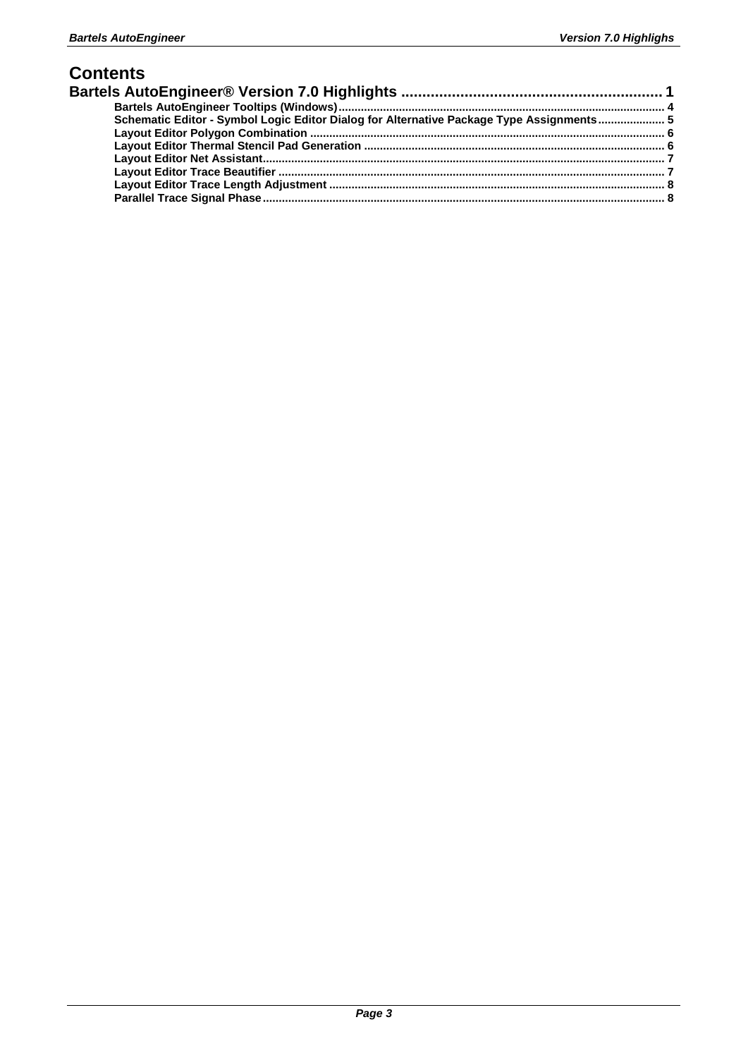# Contents

**Bartels AutoEngineer® Version 7.0 Highlights ............................................................ 1**

- Bartels AutoEngineer Tooltips (Windows)...................................................................................................... 4
- Schematic Editor - Symbol Logic Editor Dialog for Alternative Package Type Assignments..................... 5
- Layout Editor Polygon Combination ............................................................................................................... 6
- Layout Editor Thermal Stencil Pad Generation .............................................................................................. 6
- Layout Editor Net Assistant............................................................................................................................. 7
- Layout Editor Trace Beautifier ........................................................................................................................ 7
- Layout Editor Trace Length Adjustment ......................................................................................................... 8
- Parallel Trace Signal Phase............................................................................................................................. 8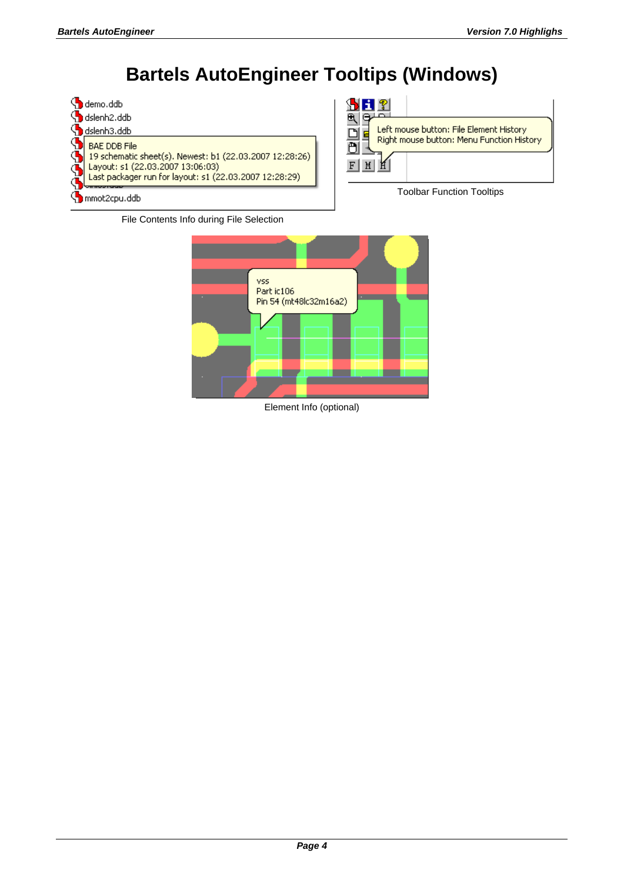# Bartels AutoEngineer Tooltips (Windows)

File Contents Info during File Selection

Toolbar Function Tooltips

Element Info (optional)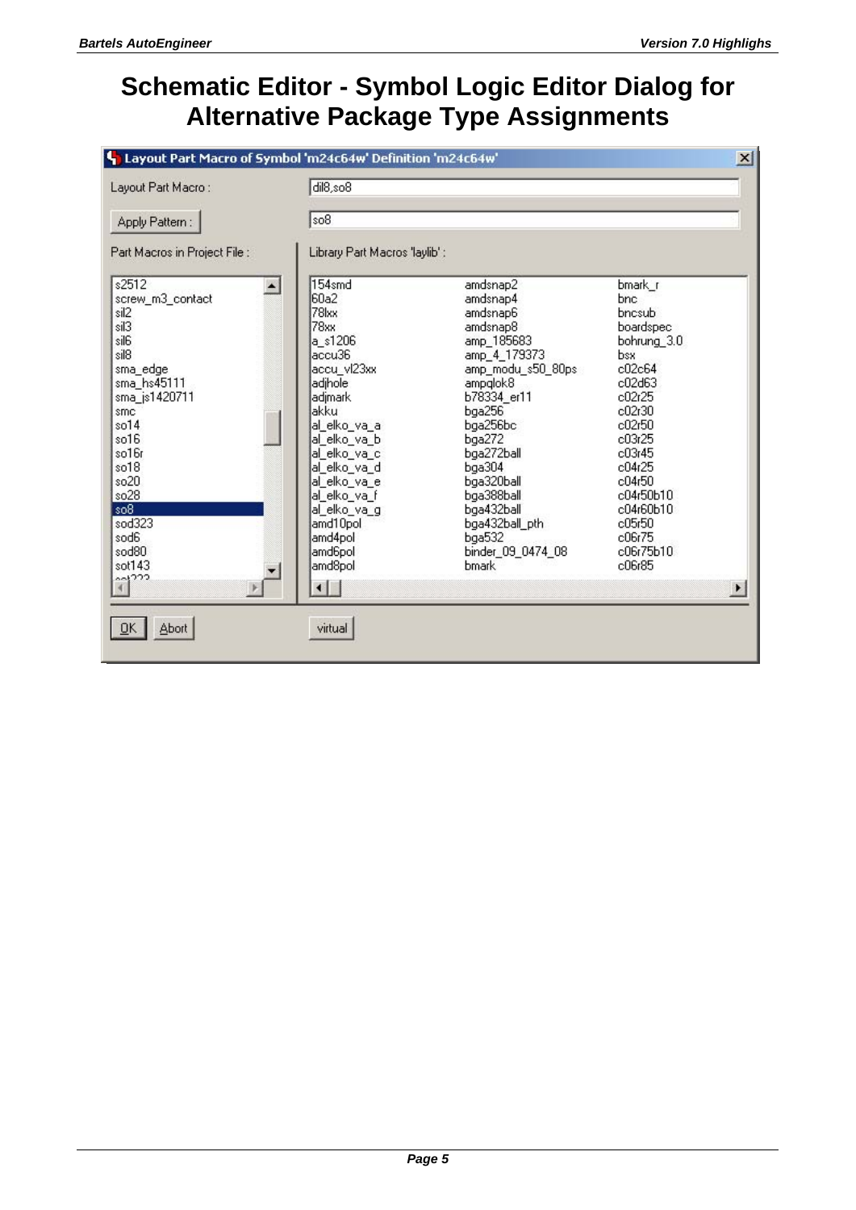# Schematic Editor - Symbol Logic Editor Dialog for Alternative Package Type Assignments

Layout Part Macro of Symbol 'm24c64w' Definition 'm24c64w'

Layout Part Macro : dil8,so8

Apply Pattern : so8

Part Macros in Project File :

s2512
screw_m3_contact
sil2
sil3
sil6
sil8
sma_edge
sma_hs45111
sma_js1420711
smc
so14
so16
so16r
so18
so20
so28
so8
sod323
sod6
sod80
sot143

Library Part Macros 'laylib' :

| | | |
|---|---|---|
| 154smd | amdsnap2 | bmark_r |
| 60a2 | amdsnap4 | bnc |
| 78lxx | amdsnap6 | bncsub |
| 78xx | amdsnap8 | boardspec |
| a_s1206 | amp_185683 | bohrung_3.0 |
| accu36 | amp_4_179373 | bsx |
| accu_vl23xx | amp_modu_s50_80ps | c02c64 |
| adjhole | ampqlok8 | c02d63 |
| adjmark | b78334_er11 | c02r25 |
| akku | bga256 | c02r30 |
| al_elko_va_a | bga256bc | c02r50 |
| al_elko_va_b | bga272 | c03r25 |
| al_elko_va_c | bga272ball | c03r45 |
| al_elko_va_d | bga304 | c04r25 |
| al_elko_va_e | bga320ball | c04r50 |
| al_elko_va_f | bga388ball | c04r50b10 |
| al_elko_va_g | bga432ball | c04r60b10 |
| amd10pol | bga432ball_pth | c05r50 |
| amd4pol | bga532 | c06r75 |
| amd6pol | binder_09_0474_08 | c06r75b10 |
| amd8pol | bmark | c06r85 |

OK Abort virtual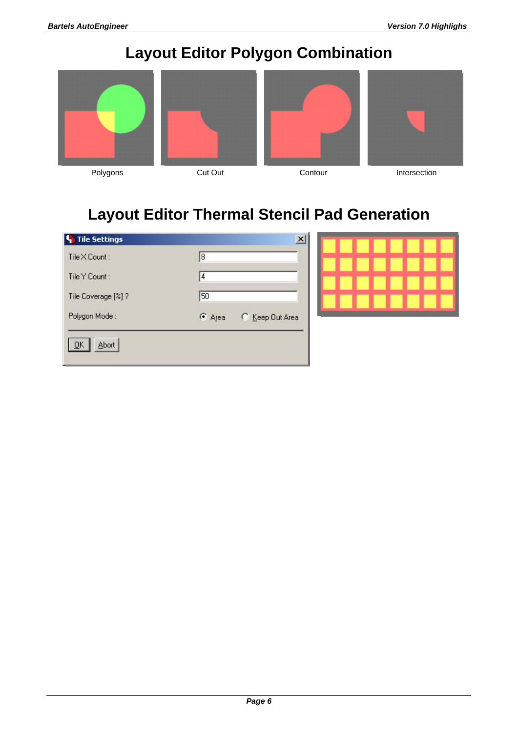# Layout Editor Polygon Combination

Polygons

Cut Out

Contour

Intersection

# Layout Editor Thermal Stencil Pad Generation

**Tile Settings**

Tile X Count : 8

Tile Y Count : 4

Tile Coverage [%] ? 50

Polygon Mode : Area / Keep Out Area

OK Abort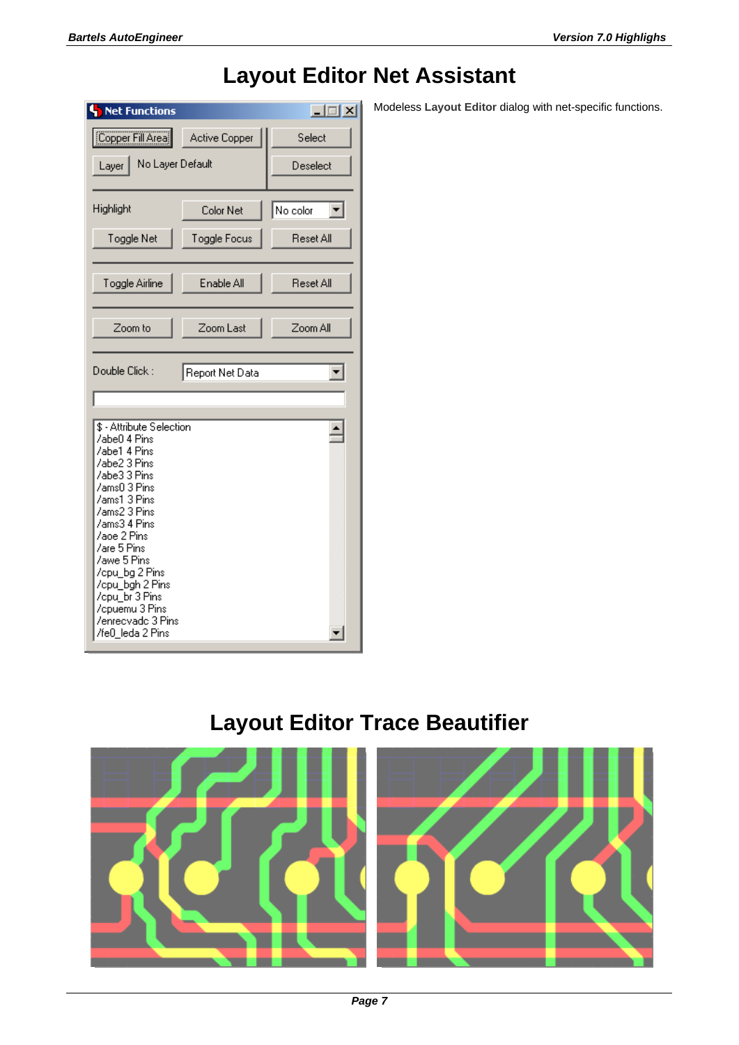# Layout Editor Net Assistant

Modeless **Layout Editor** dialog with net-specific functions.

# Layout Editor Trace Beautifier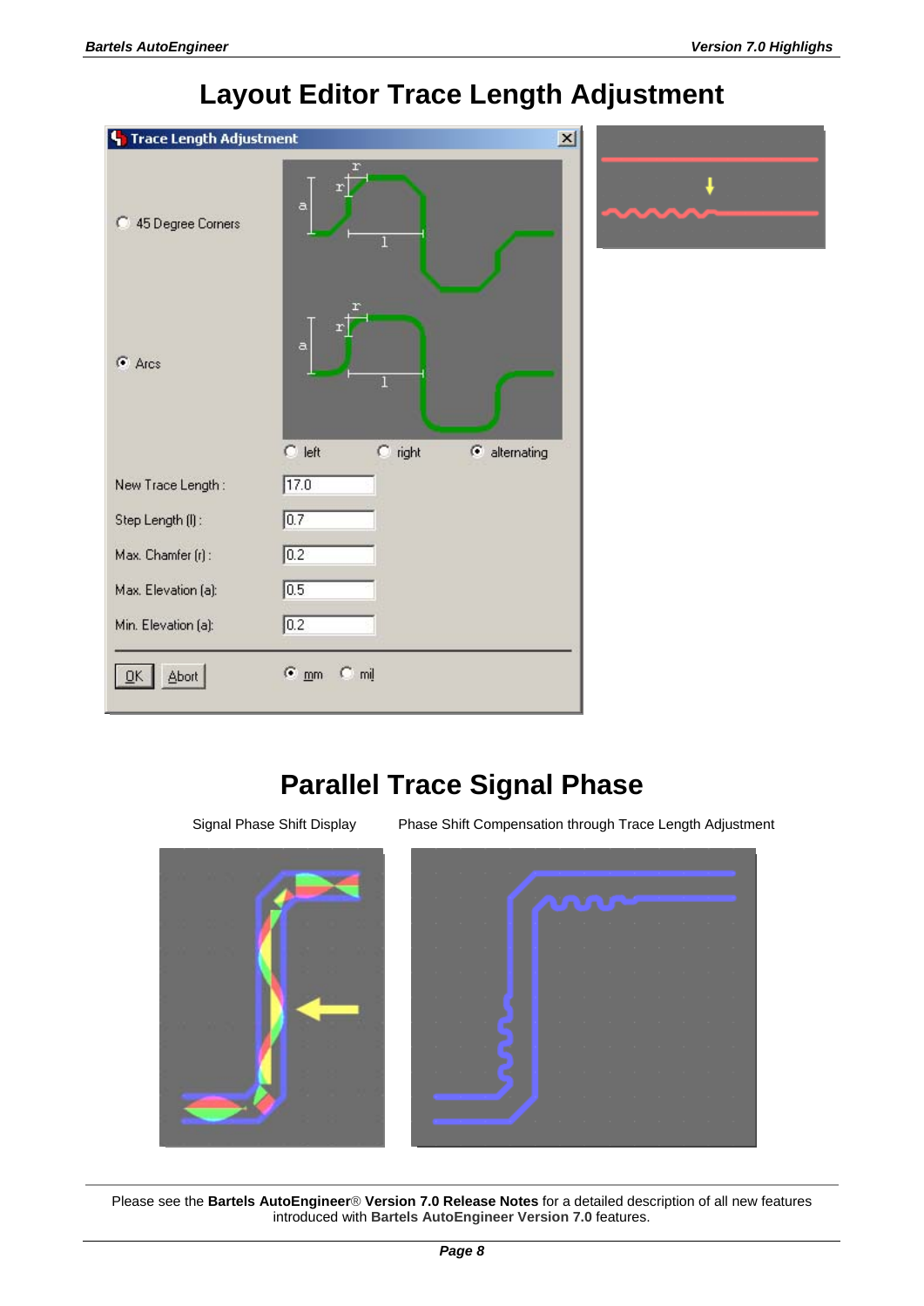# Layout Editor Trace Length Adjustment

Trace Length Adjustment

45 Degree Corners

Arcs

left right alternating

New Trace Length : 17.0

Step Length (l) : 0.7

Max. Chamfer (r) : 0.2

Max. Elevation (a): 0.5

Min. Elevation (a): 0.2

OK Abort mm mil

# Parallel Trace Signal Phase

Signal Phase Shift Display

Phase Shift Compensation through Trace Length Adjustment

Please see the **Bartels AutoEngineer**® **Version 7.0 Release Notes** for a detailed description of all new features introduced with **Bartels AutoEngineer Version 7.0** features.